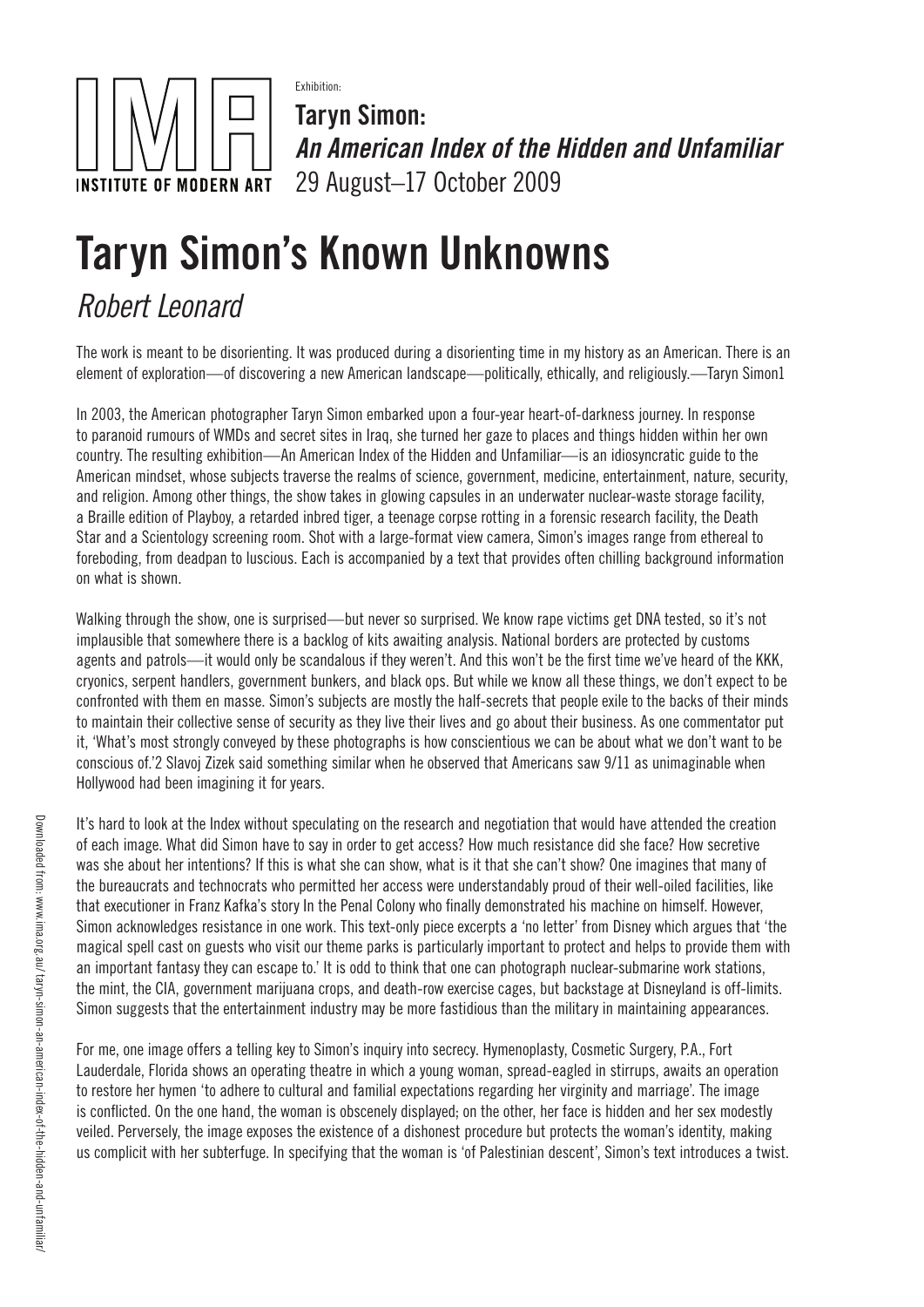Exhibition:

**Taryn Simon:**
***An American Index of the Hidden and Unfamiliar***
29 August–17 October 2009

# Taryn Simon's Known Unknowns

## *Robert Leonard*

The work is meant to be disorienting. It was produced during a disorienting time in my history as an American. There is an element of exploration—of discovering a new American landscape—politically, ethically, and religiously.—Taryn Simon[1]

In 2003, the American photographer Taryn Simon embarked upon a four-year heart-of-darkness journey. In response to paranoid rumours of WMDs and secret sites in Iraq, she turned her gaze to places and things hidden within her own country. The resulting exhibition—An American Index of the Hidden and Unfamiliar—is an idiosyncratic guide to the American mindset, whose subjects traverse the realms of science, government, medicine, entertainment, nature, security, and religion. Among other things, the show takes in glowing capsules in an underwater nuclear-waste storage facility, a Braille edition of Playboy, a retarded inbred tiger, a teenage corpse rotting in a forensic research facility, the Death Star and a Scientology screening room. Shot with a large-format view camera, Simon's images range from ethereal to foreboding, from deadpan to luscious. Each is accompanied by a text that provides often chilling background information on what is shown.

Walking through the show, one is surprised—but never so surprised. We know rape victims get DNA tested, so it's not implausible that somewhere there is a backlog of kits awaiting analysis. National borders are protected by customs agents and patrols—it would only be scandalous if they weren't. And this won't be the first time we've heard of the KKK, cryonics, serpent handlers, government bunkers, and black ops. But while we know all these things, we don't expect to be confronted with them en masse. Simon's subjects are mostly the half-secrets that people exile to the backs of their minds to maintain their collective sense of security as they live their lives and go about their business. As one commentator put it, 'What's most strongly conveyed by these photographs is how conscientious we can be about what we don't want to be conscious of.'[2] Slavoj Zizek said something similar when he observed that Americans saw 9/11 as unimaginable when Hollywood had been imagining it for years.

It's hard to look at the Index without speculating on the research and negotiation that would have attended the creation of each image. What did Simon have to say in order to get access? How much resistance did she face? How secretive was she about her intentions? If this is what she can show, what is it that she can't show? One imagines that many of the bureaucrats and technocrats who permitted her access were understandably proud of their well-oiled facilities, like that executioner in Franz Kafka's story In the Penal Colony who finally demonstrated his machine on himself. However, Simon acknowledges resistance in one work. This text-only piece excerpts a 'no letter' from Disney which argues that 'the magical spell cast on guests who visit our theme parks is particularly important to protect and helps to provide them with an important fantasy they can escape to.' It is odd to think that one can photograph nuclear-submarine work stations, the mint, the CIA, government marijuana crops, and death-row exercise cages, but backstage at Disneyland is off-limits. Simon suggests that the entertainment industry may be more fastidious than the military in maintaining appearances.

For me, one image offers a telling key to Simon's inquiry into secrecy. Hymenoplasty, Cosmetic Surgery, P.A., Fort Lauderdale, Florida shows an operating theatre in which a young woman, spread-eagled in stirrups, awaits an operation to restore her hymen 'to adhere to cultural and familial expectations regarding her virginity and marriage'. The image is conflicted. On the one hand, the woman is obscenely displayed; on the other, her face is hidden and her sex modestly veiled. Perversely, the image exposes the existence of a dishonest procedure but protects the woman's identity, making us complicit with her subterfuge. In specifying that the woman is 'of Palestinian descent', Simon's text introduces a twist.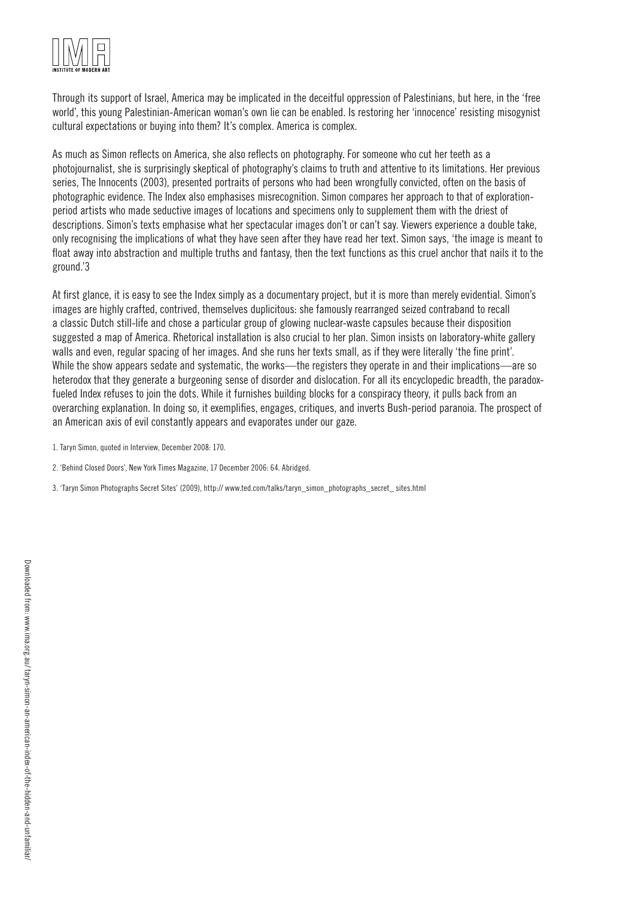Through its support of Israel, America may be implicated in the deceitful oppression of Palestinians, but here, in the 'free world', this young Palestinian-American woman's own lie can be enabled. Is restoring her 'innocence' resisting misogynist cultural expectations or buying into them? It's complex. America is complex.

As much as Simon reflects on America, she also reflects on photography. For someone who cut her teeth as a photojournalist, she is surprisingly skeptical of photography's claims to truth and attentive to its limitations. Her previous series, The Innocents (2003), presented portraits of persons who had been wrongfully convicted, often on the basis of photographic evidence. The Index also emphasises misrecognition. Simon compares her approach to that of exploration-period artists who made seductive images of locations and specimens only to supplement them with the driest of descriptions. Simon's texts emphasise what her spectacular images don't or can't say. Viewers experience a double take, only recognising the implications of what they have seen after they have read her text. Simon says, 'the image is meant to float away into abstraction and multiple truths and fantasy, then the text functions as this cruel anchor that nails it to the ground.'3

At first glance, it is easy to see the Index simply as a documentary project, but it is more than merely evidential. Simon's images are highly crafted, contrived, themselves duplicitous: she famously rearranged seized contraband to recall a classic Dutch still-life and chose a particular group of glowing nuclear-waste capsules because their disposition suggested a map of America. Rhetorical installation is also crucial to her plan. Simon insists on laboratory-white gallery walls and even, regular spacing of her images. And she runs her texts small, as if they were literally 'the fine print'. While the show appears sedate and systematic, the works—the registers they operate in and their implications—are so heterodox that they generate a burgeoning sense of disorder and dislocation. For all its encyclopedic breadth, the paradox-fueled Index refuses to join the dots. While it furnishes building blocks for a conspiracy theory, it pulls back from an overarching explanation. In doing so, it exemplifies, engages, critiques, and inverts Bush-period paranoia. The prospect of an American axis of evil constantly appears and evaporates under our gaze.

1. Taryn Simon, quoted in Interview, December 2008: 170.

2. 'Behind Closed Doors', New York Times Magazine, 17 December 2006: 64. Abridged.

3. 'Taryn Simon Photographs Secret Sites' (2009), http:// www.ted.com/talks/taryn_simon_photographs_secret_ sites.html